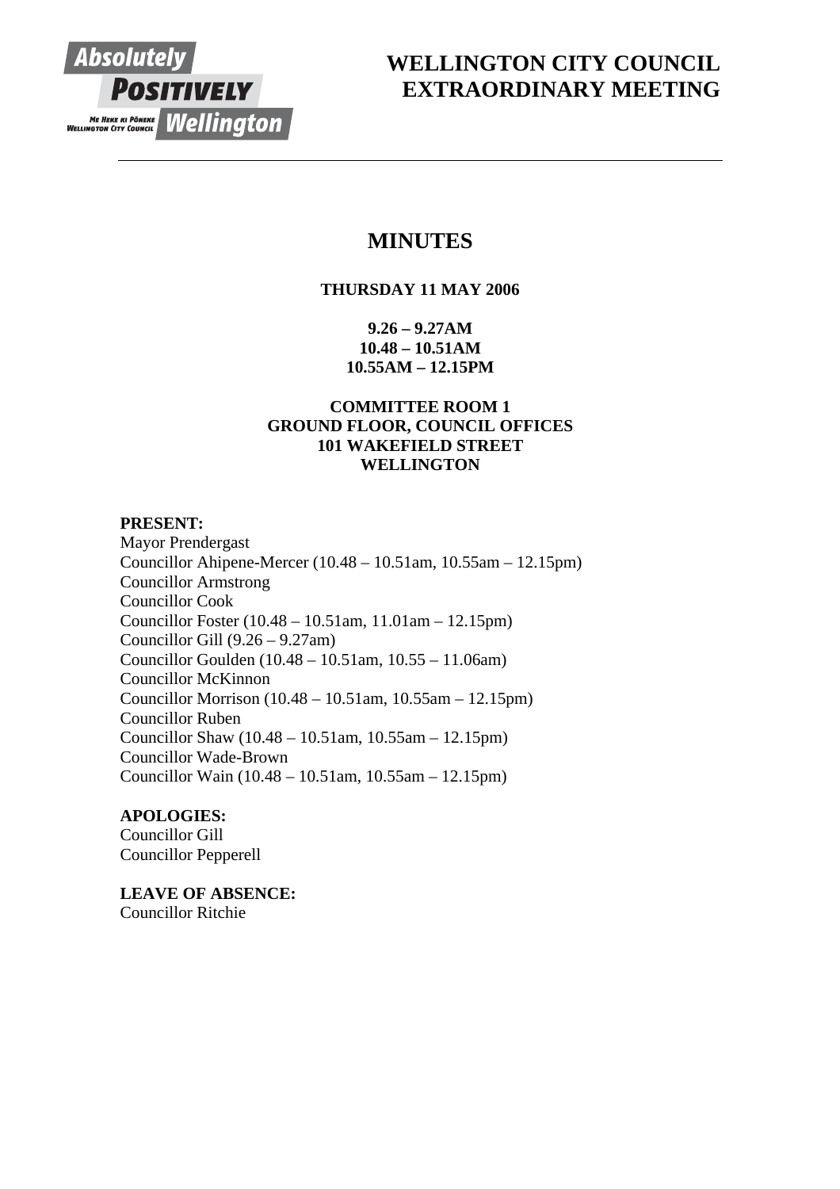# WELLINGTON CITY COUNCIL EXTRAORDINARY MEETING

## MINUTES

**THURSDAY 11 MAY 2006**

**9.26 – 9.27AM**
**10.48 – 10.51AM**
**10.55AM – 12.15PM**

**COMMITTEE ROOM 1**
**GROUND FLOOR, COUNCIL OFFICES**
**101 WAKEFIELD STREET**
**WELLINGTON**

**PRESENT:**

Mayor Prendergast
Councillor Ahipene-Mercer (10.48 – 10.51am, 10.55am – 12.15pm)
Councillor Armstrong
Councillor Cook
Councillor Foster (10.48 – 10.51am, 11.01am – 12.15pm)
Councillor Gill (9.26 – 9.27am)
Councillor Goulden (10.48 – 10.51am, 10.55 – 11.06am)
Councillor McKinnon
Councillor Morrison (10.48 – 10.51am, 10.55am – 12.15pm)
Councillor Ruben
Councillor Shaw (10.48 – 10.51am, 10.55am – 12.15pm)
Councillor Wade-Brown
Councillor Wain (10.48 – 10.51am, 10.55am – 12.15pm)

**APOLOGIES:**

Councillor Gill
Councillor Pepperell

**LEAVE OF ABSENCE:**

Councillor Ritchie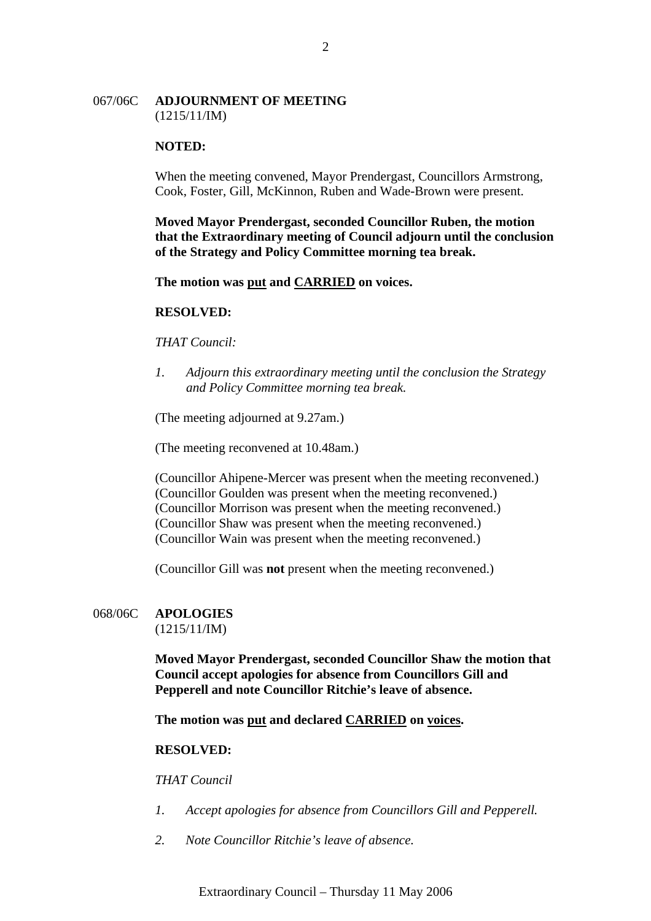## 067/06C ADJOURNMENT OF MEETING
(1215/11/IM)

**NOTED:**

When the meeting convened, Mayor Prendergast, Councillors Armstrong, Cook, Foster, Gill, McKinnon, Ruben and Wade-Brown were present.

**Moved Mayor Prendergast, seconded Councillor Ruben, the motion that the Extraordinary meeting of Council adjourn until the conclusion of the Strategy and Policy Committee morning tea break.**

**The motion was <u>put</u> and <u>CARRIED</u> on voices.**

**RESOLVED:**

*THAT Council:*

1. *Adjourn this extraordinary meeting until the conclusion the Strategy and Policy Committee morning tea break.*

(The meeting adjourned at 9.27am.)

(The meeting reconvened at 10.48am.)

(Councillor Ahipene-Mercer was present when the meeting reconvened.)
(Councillor Goulden was present when the meeting reconvened.)
(Councillor Morrison was present when the meeting reconvened.)
(Councillor Shaw was present when the meeting reconvened.)
(Councillor Wain was present when the meeting reconvened.)

(Councillor Gill was **not** present when the meeting reconvened.)

## 068/06C APOLOGIES
(1215/11/IM)

**Moved Mayor Prendergast, seconded Councillor Shaw the motion that Council accept apologies for absence from Councillors Gill and Pepperell and note Councillor Ritchie's leave of absence.**

**The motion was <u>put</u> and declared <u>CARRIED</u> on <u>voices</u>.**

**RESOLVED:**

*THAT Council*

1. *Accept apologies for absence from Councillors Gill and Pepperell.*

2. *Note Councillor Ritchie's leave of absence.*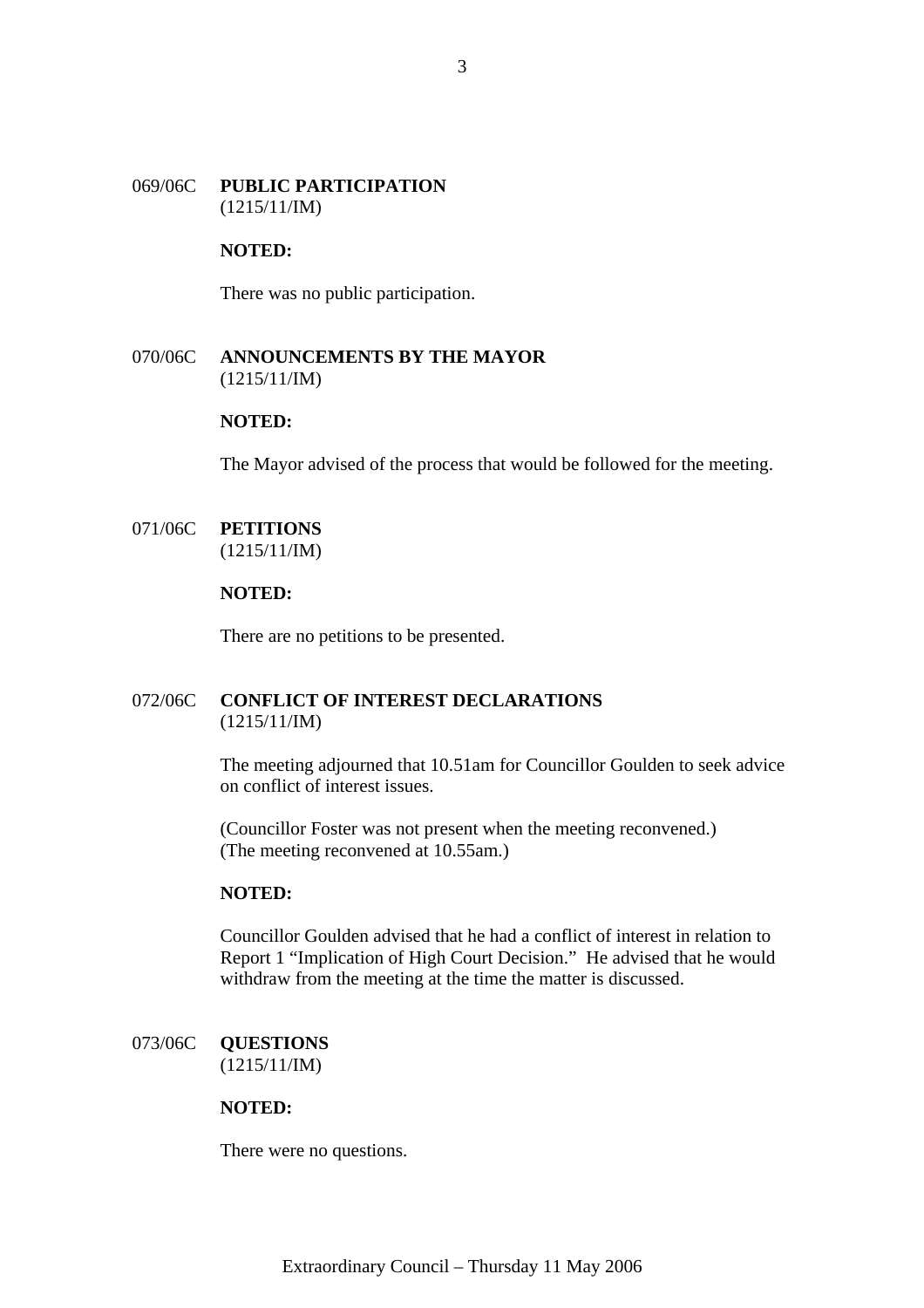069/06C **PUBLIC PARTICIPATION**
(1215/11/IM)

**NOTED:**

There was no public participation.

070/06C **ANNOUNCEMENTS BY THE MAYOR**
(1215/11/IM)

**NOTED:**

The Mayor advised of the process that would be followed for the meeting.

071/06C **PETITIONS**
(1215/11/IM)

**NOTED:**

There are no petitions to be presented.

072/06C **CONFLICT OF INTEREST DECLARATIONS**
(1215/11/IM)

The meeting adjourned that 10.51am for Councillor Goulden to seek advice on conflict of interest issues.

(Councillor Foster was not present when the meeting reconvened.)
(The meeting reconvened at 10.55am.)

**NOTED:**

Councillor Goulden advised that he had a conflict of interest in relation to Report 1 "Implication of High Court Decision." He advised that he would withdraw from the meeting at the time the matter is discussed.

073/06C **QUESTIONS**
(1215/11/IM)

**NOTED:**

There were no questions.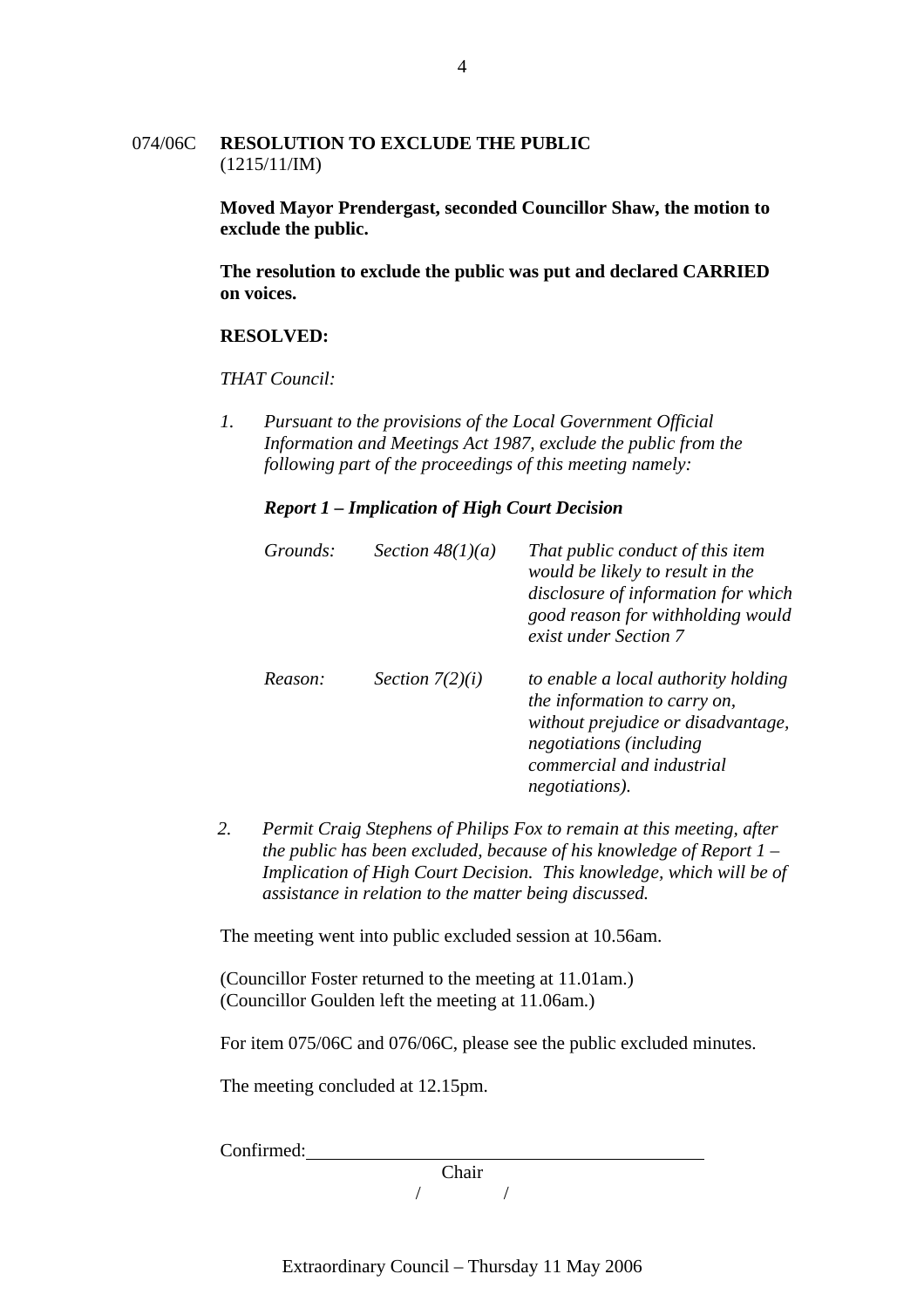074/06C **RESOLUTION TO EXCLUDE THE PUBLIC**
(1215/11/IM)

**Moved Mayor Prendergast, seconded Councillor Shaw, the motion to exclude the public.**

**The resolution to exclude the public was put and declared CARRIED on voices.**

**RESOLVED:**

*THAT Council:*

1. *Pursuant to the provisions of the Local Government Official Information and Meetings Act 1987, exclude the public from the following part of the proceedings of this meeting namely:*

   ***Report 1 – Implication of High Court Decision***

   | | | |
   |---|---|---|
   | *Grounds:* | *Section 48(1)(a)* | *That public conduct of this item would be likely to result in the disclosure of information for which good reason for withholding would exist under Section 7* |
   | *Reason:* | *Section 7(2)(i)* | *to enable a local authority holding the information to carry on, without prejudice or disadvantage, negotiations (including commercial and industrial negotiations).* |

2. *Permit Craig Stephens of Philips Fox to remain at this meeting, after the public has been excluded, because of his knowledge of Report 1 – Implication of High Court Decision. This knowledge, which will be of assistance in relation to the matter being discussed.*

The meeting went into public excluded session at 10.56am.

(Councillor Foster returned to the meeting at 11.01am.)
(Councillor Goulden left the meeting at 11.06am.)

For item 075/06C and 076/06C, please see the public excluded minutes.

The meeting concluded at 12.15pm.

Confirmed:\_\_\_\_\_\_\_\_\_\_\_\_\_\_\_\_\_\_\_\_\_\_\_\_\_\_\_\_\_\_\_\_\_\_\_\_\_\_\_\_\_\_\_\_

Chair

/ /

Extraordinary Council – Thursday 11 May 2006